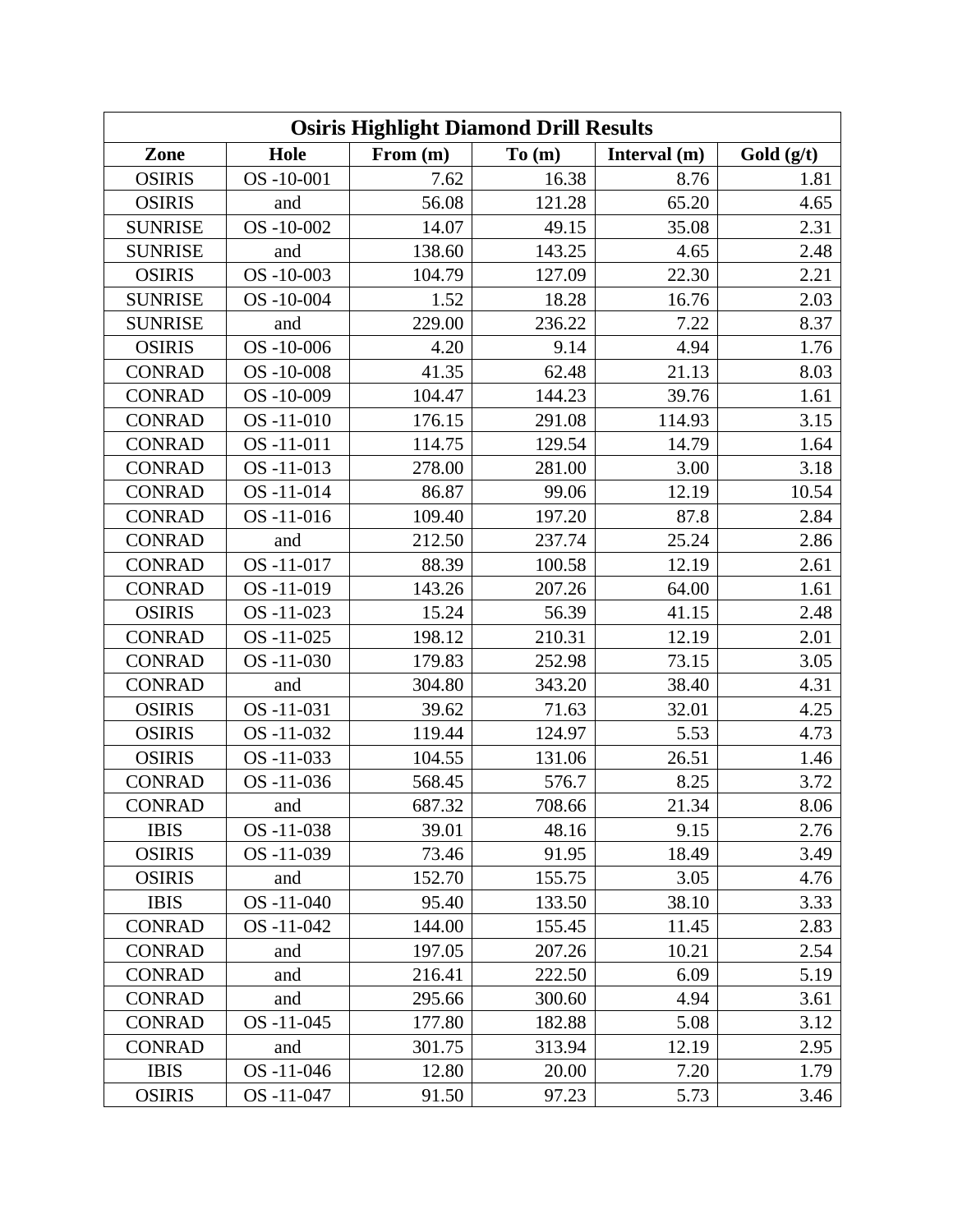| Osiris Highlight Diamond Drill Results | | | | | |
|---|---|---|---|---|---|
| **Zone** | **Hole** | **From (m)** | **To (m)** | **Interval (m)** | **Gold (g/t)** |
| OSIRIS | OS -10-001 | 7.62 | 16.38 | 8.76 | 1.81 |
| OSIRIS | and | 56.08 | 121.28 | 65.20 | 4.65 |
| SUNRISE | OS -10-002 | 14.07 | 49.15 | 35.08 | 2.31 |
| SUNRISE | and | 138.60 | 143.25 | 4.65 | 2.48 |
| OSIRIS | OS -10-003 | 104.79 | 127.09 | 22.30 | 2.21 |
| SUNRISE | OS -10-004 | 1.52 | 18.28 | 16.76 | 2.03 |
| SUNRISE | and | 229.00 | 236.22 | 7.22 | 8.37 |
| OSIRIS | OS -10-006 | 4.20 | 9.14 | 4.94 | 1.76 |
| CONRAD | OS -10-008 | 41.35 | 62.48 | 21.13 | 8.03 |
| CONRAD | OS -10-009 | 104.47 | 144.23 | 39.76 | 1.61 |
| CONRAD | OS -11-010 | 176.15 | 291.08 | 114.93 | 3.15 |
| CONRAD | OS -11-011 | 114.75 | 129.54 | 14.79 | 1.64 |
| CONRAD | OS -11-013 | 278.00 | 281.00 | 3.00 | 3.18 |
| CONRAD | OS -11-014 | 86.87 | 99.06 | 12.19 | 10.54 |
| CONRAD | OS -11-016 | 109.40 | 197.20 | 87.8 | 2.84 |
| CONRAD | and | 212.50 | 237.74 | 25.24 | 2.86 |
| CONRAD | OS -11-017 | 88.39 | 100.58 | 12.19 | 2.61 |
| CONRAD | OS -11-019 | 143.26 | 207.26 | 64.00 | 1.61 |
| OSIRIS | OS -11-023 | 15.24 | 56.39 | 41.15 | 2.48 |
| CONRAD | OS -11-025 | 198.12 | 210.31 | 12.19 | 2.01 |
| CONRAD | OS -11-030 | 179.83 | 252.98 | 73.15 | 3.05 |
| CONRAD | and | 304.80 | 343.20 | 38.40 | 4.31 |
| OSIRIS | OS -11-031 | 39.62 | 71.63 | 32.01 | 4.25 |
| OSIRIS | OS -11-032 | 119.44 | 124.97 | 5.53 | 4.73 |
| OSIRIS | OS -11-033 | 104.55 | 131.06 | 26.51 | 1.46 |
| CONRAD | OS -11-036 | 568.45 | 576.7 | 8.25 | 3.72 |
| CONRAD | and | 687.32 | 708.66 | 21.34 | 8.06 |
| IBIS | OS -11-038 | 39.01 | 48.16 | 9.15 | 2.76 |
| OSIRIS | OS -11-039 | 73.46 | 91.95 | 18.49 | 3.49 |
| OSIRIS | and | 152.70 | 155.75 | 3.05 | 4.76 |
| IBIS | OS -11-040 | 95.40 | 133.50 | 38.10 | 3.33 |
| CONRAD | OS -11-042 | 144.00 | 155.45 | 11.45 | 2.83 |
| CONRAD | and | 197.05 | 207.26 | 10.21 | 2.54 |
| CONRAD | and | 216.41 | 222.50 | 6.09 | 5.19 |
| CONRAD | and | 295.66 | 300.60 | 4.94 | 3.61 |
| CONRAD | OS -11-045 | 177.80 | 182.88 | 5.08 | 3.12 |
| CONRAD | and | 301.75 | 313.94 | 12.19 | 2.95 |
| IBIS | OS -11-046 | 12.80 | 20.00 | 7.20 | 1.79 |
| OSIRIS | OS -11-047 | 91.50 | 97.23 | 5.73 | 3.46 |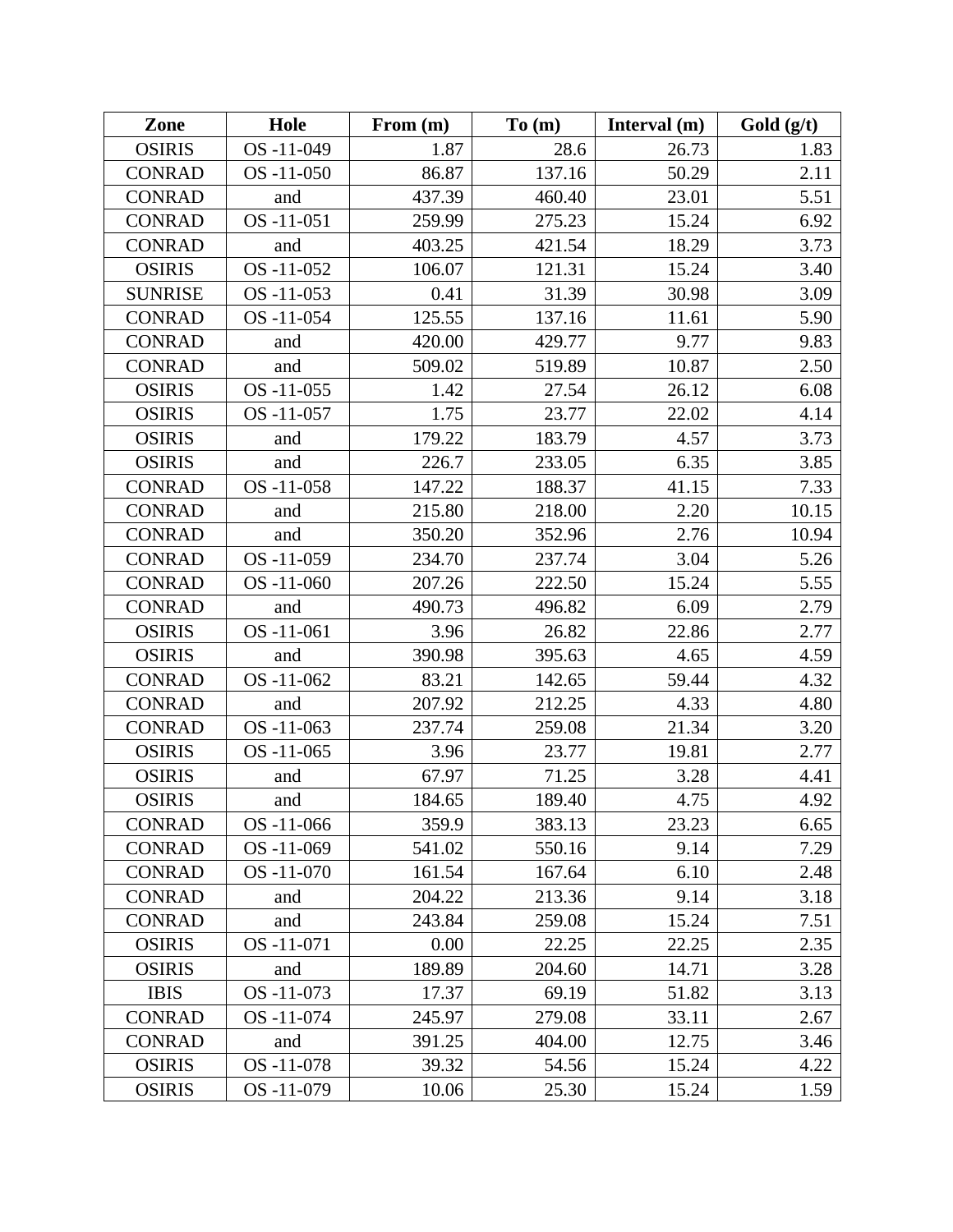| Zone | Hole | From (m) | To (m) | Interval (m) | Gold (g/t) |
|---|---|---|---|---|---|
| OSIRIS | OS -11-049 | 1.87 | 28.6 | 26.73 | 1.83 |
| CONRAD | OS -11-050 | 86.87 | 137.16 | 50.29 | 2.11 |
| CONRAD | and | 437.39 | 460.40 | 23.01 | 5.51 |
| CONRAD | OS -11-051 | 259.99 | 275.23 | 15.24 | 6.92 |
| CONRAD | and | 403.25 | 421.54 | 18.29 | 3.73 |
| OSIRIS | OS -11-052 | 106.07 | 121.31 | 15.24 | 3.40 |
| SUNRISE | OS -11-053 | 0.41 | 31.39 | 30.98 | 3.09 |
| CONRAD | OS -11-054 | 125.55 | 137.16 | 11.61 | 5.90 |
| CONRAD | and | 420.00 | 429.77 | 9.77 | 9.83 |
| CONRAD | and | 509.02 | 519.89 | 10.87 | 2.50 |
| OSIRIS | OS -11-055 | 1.42 | 27.54 | 26.12 | 6.08 |
| OSIRIS | OS -11-057 | 1.75 | 23.77 | 22.02 | 4.14 |
| OSIRIS | and | 179.22 | 183.79 | 4.57 | 3.73 |
| OSIRIS | and | 226.7 | 233.05 | 6.35 | 3.85 |
| CONRAD | OS -11-058 | 147.22 | 188.37 | 41.15 | 7.33 |
| CONRAD | and | 215.80 | 218.00 | 2.20 | 10.15 |
| CONRAD | and | 350.20 | 352.96 | 2.76 | 10.94 |
| CONRAD | OS -11-059 | 234.70 | 237.74 | 3.04 | 5.26 |
| CONRAD | OS -11-060 | 207.26 | 222.50 | 15.24 | 5.55 |
| CONRAD | and | 490.73 | 496.82 | 6.09 | 2.79 |
| OSIRIS | OS -11-061 | 3.96 | 26.82 | 22.86 | 2.77 |
| OSIRIS | and | 390.98 | 395.63 | 4.65 | 4.59 |
| CONRAD | OS -11-062 | 83.21 | 142.65 | 59.44 | 4.32 |
| CONRAD | and | 207.92 | 212.25 | 4.33 | 4.80 |
| CONRAD | OS -11-063 | 237.74 | 259.08 | 21.34 | 3.20 |
| OSIRIS | OS -11-065 | 3.96 | 23.77 | 19.81 | 2.77 |
| OSIRIS | and | 67.97 | 71.25 | 3.28 | 4.41 |
| OSIRIS | and | 184.65 | 189.40 | 4.75 | 4.92 |
| CONRAD | OS -11-066 | 359.9 | 383.13 | 23.23 | 6.65 |
| CONRAD | OS -11-069 | 541.02 | 550.16 | 9.14 | 7.29 |
| CONRAD | OS -11-070 | 161.54 | 167.64 | 6.10 | 2.48 |
| CONRAD | and | 204.22 | 213.36 | 9.14 | 3.18 |
| CONRAD | and | 243.84 | 259.08 | 15.24 | 7.51 |
| OSIRIS | OS -11-071 | 0.00 | 22.25 | 22.25 | 2.35 |
| OSIRIS | and | 189.89 | 204.60 | 14.71 | 3.28 |
| IBIS | OS -11-073 | 17.37 | 69.19 | 51.82 | 3.13 |
| CONRAD | OS -11-074 | 245.97 | 279.08 | 33.11 | 2.67 |
| CONRAD | and | 391.25 | 404.00 | 12.75 | 3.46 |
| OSIRIS | OS -11-078 | 39.32 | 54.56 | 15.24 | 4.22 |
| OSIRIS | OS -11-079 | 10.06 | 25.30 | 15.24 | 1.59 |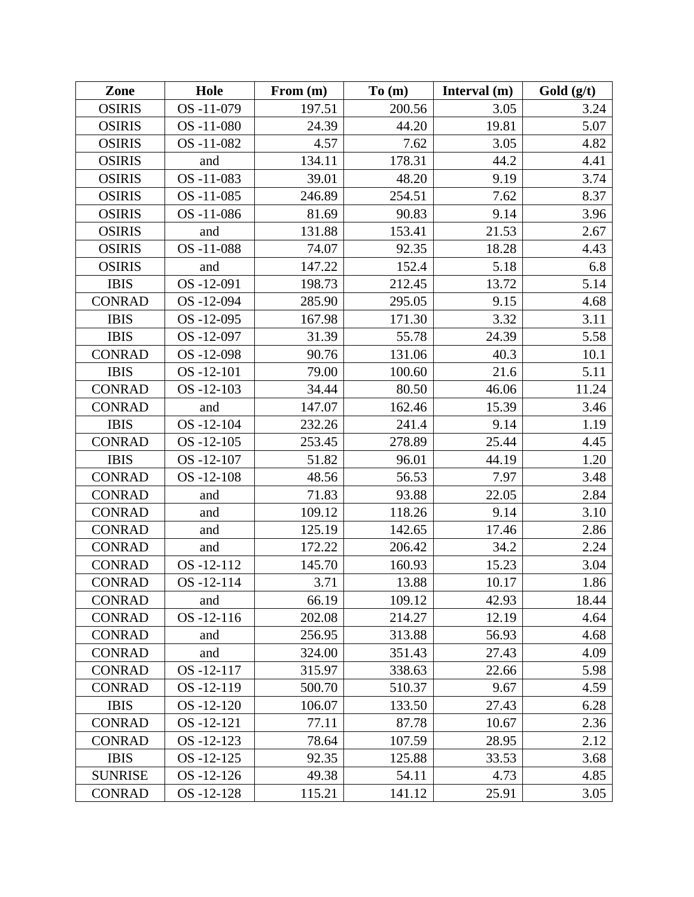| Zone | Hole | From (m) | To (m) | Interval (m) | Gold (g/t) |
|---|---|---|---|---|---|
| OSIRIS | OS -11-079 | 197.51 | 200.56 | 3.05 | 3.24 |
| OSIRIS | OS -11-080 | 24.39 | 44.20 | 19.81 | 5.07 |
| OSIRIS | OS -11-082 | 4.57 | 7.62 | 3.05 | 4.82 |
| OSIRIS | and | 134.11 | 178.31 | 44.2 | 4.41 |
| OSIRIS | OS -11-083 | 39.01 | 48.20 | 9.19 | 3.74 |
| OSIRIS | OS -11-085 | 246.89 | 254.51 | 7.62 | 8.37 |
| OSIRIS | OS -11-086 | 81.69 | 90.83 | 9.14 | 3.96 |
| OSIRIS | and | 131.88 | 153.41 | 21.53 | 2.67 |
| OSIRIS | OS -11-088 | 74.07 | 92.35 | 18.28 | 4.43 |
| OSIRIS | and | 147.22 | 152.4 | 5.18 | 6.8 |
| IBIS | OS -12-091 | 198.73 | 212.45 | 13.72 | 5.14 |
| CONRAD | OS -12-094 | 285.90 | 295.05 | 9.15 | 4.68 |
| IBIS | OS -12-095 | 167.98 | 171.30 | 3.32 | 3.11 |
| IBIS | OS -12-097 | 31.39 | 55.78 | 24.39 | 5.58 |
| CONRAD | OS -12-098 | 90.76 | 131.06 | 40.3 | 10.1 |
| IBIS | OS -12-101 | 79.00 | 100.60 | 21.6 | 5.11 |
| CONRAD | OS -12-103 | 34.44 | 80.50 | 46.06 | 11.24 |
| CONRAD | and | 147.07 | 162.46 | 15.39 | 3.46 |
| IBIS | OS -12-104 | 232.26 | 241.4 | 9.14 | 1.19 |
| CONRAD | OS -12-105 | 253.45 | 278.89 | 25.44 | 4.45 |
| IBIS | OS -12-107 | 51.82 | 96.01 | 44.19 | 1.20 |
| CONRAD | OS -12-108 | 48.56 | 56.53 | 7.97 | 3.48 |
| CONRAD | and | 71.83 | 93.88 | 22.05 | 2.84 |
| CONRAD | and | 109.12 | 118.26 | 9.14 | 3.10 |
| CONRAD | and | 125.19 | 142.65 | 17.46 | 2.86 |
| CONRAD | and | 172.22 | 206.42 | 34.2 | 2.24 |
| CONRAD | OS -12-112 | 145.70 | 160.93 | 15.23 | 3.04 |
| CONRAD | OS -12-114 | 3.71 | 13.88 | 10.17 | 1.86 |
| CONRAD | and | 66.19 | 109.12 | 42.93 | 18.44 |
| CONRAD | OS -12-116 | 202.08 | 214.27 | 12.19 | 4.64 |
| CONRAD | and | 256.95 | 313.88 | 56.93 | 4.68 |
| CONRAD | and | 324.00 | 351.43 | 27.43 | 4.09 |
| CONRAD | OS -12-117 | 315.97 | 338.63 | 22.66 | 5.98 |
| CONRAD | OS -12-119 | 500.70 | 510.37 | 9.67 | 4.59 |
| IBIS | OS -12-120 | 106.07 | 133.50 | 27.43 | 6.28 |
| CONRAD | OS -12-121 | 77.11 | 87.78 | 10.67 | 2.36 |
| CONRAD | OS -12-123 | 78.64 | 107.59 | 28.95 | 2.12 |
| IBIS | OS -12-125 | 92.35 | 125.88 | 33.53 | 3.68 |
| SUNRISE | OS -12-126 | 49.38 | 54.11 | 4.73 | 4.85 |
| CONRAD | OS -12-128 | 115.21 | 141.12 | 25.91 | 3.05 |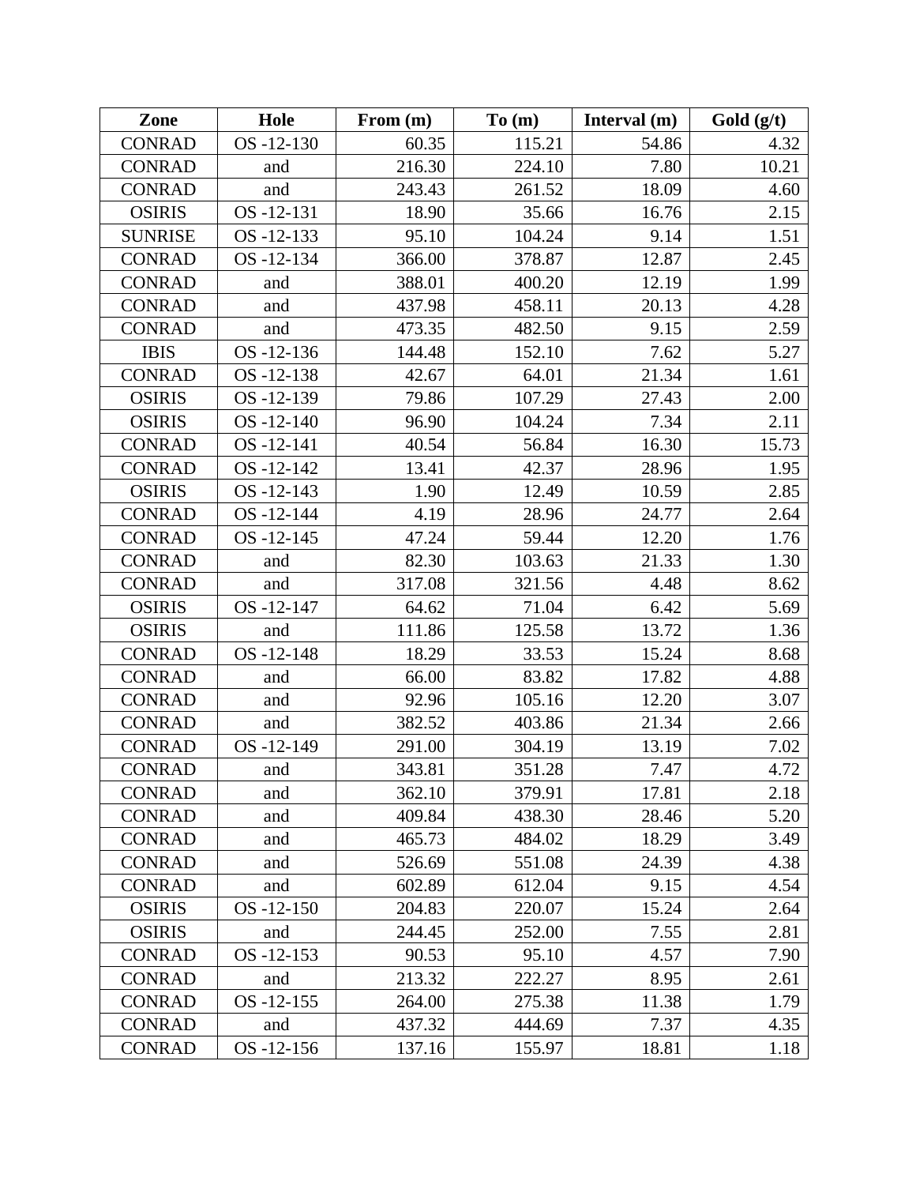| Zone | Hole | From (m) | To (m) | Interval (m) | Gold (g/t) |
|---|---|---|---|---|---|
| CONRAD | OS -12-130 | 60.35 | 115.21 | 54.86 | 4.32 |
| CONRAD | and | 216.30 | 224.10 | 7.80 | 10.21 |
| CONRAD | and | 243.43 | 261.52 | 18.09 | 4.60 |
| OSIRIS | OS -12-131 | 18.90 | 35.66 | 16.76 | 2.15 |
| SUNRISE | OS -12-133 | 95.10 | 104.24 | 9.14 | 1.51 |
| CONRAD | OS -12-134 | 366.00 | 378.87 | 12.87 | 2.45 |
| CONRAD | and | 388.01 | 400.20 | 12.19 | 1.99 |
| CONRAD | and | 437.98 | 458.11 | 20.13 | 4.28 |
| CONRAD | and | 473.35 | 482.50 | 9.15 | 2.59 |
| IBIS | OS -12-136 | 144.48 | 152.10 | 7.62 | 5.27 |
| CONRAD | OS -12-138 | 42.67 | 64.01 | 21.34 | 1.61 |
| OSIRIS | OS -12-139 | 79.86 | 107.29 | 27.43 | 2.00 |
| OSIRIS | OS -12-140 | 96.90 | 104.24 | 7.34 | 2.11 |
| CONRAD | OS -12-141 | 40.54 | 56.84 | 16.30 | 15.73 |
| CONRAD | OS -12-142 | 13.41 | 42.37 | 28.96 | 1.95 |
| OSIRIS | OS -12-143 | 1.90 | 12.49 | 10.59 | 2.85 |
| CONRAD | OS -12-144 | 4.19 | 28.96 | 24.77 | 2.64 |
| CONRAD | OS -12-145 | 47.24 | 59.44 | 12.20 | 1.76 |
| CONRAD | and | 82.30 | 103.63 | 21.33 | 1.30 |
| CONRAD | and | 317.08 | 321.56 | 4.48 | 8.62 |
| OSIRIS | OS -12-147 | 64.62 | 71.04 | 6.42 | 5.69 |
| OSIRIS | and | 111.86 | 125.58 | 13.72 | 1.36 |
| CONRAD | OS -12-148 | 18.29 | 33.53 | 15.24 | 8.68 |
| CONRAD | and | 66.00 | 83.82 | 17.82 | 4.88 |
| CONRAD | and | 92.96 | 105.16 | 12.20 | 3.07 |
| CONRAD | and | 382.52 | 403.86 | 21.34 | 2.66 |
| CONRAD | OS -12-149 | 291.00 | 304.19 | 13.19 | 7.02 |
| CONRAD | and | 343.81 | 351.28 | 7.47 | 4.72 |
| CONRAD | and | 362.10 | 379.91 | 17.81 | 2.18 |
| CONRAD | and | 409.84 | 438.30 | 28.46 | 5.20 |
| CONRAD | and | 465.73 | 484.02 | 18.29 | 3.49 |
| CONRAD | and | 526.69 | 551.08 | 24.39 | 4.38 |
| CONRAD | and | 602.89 | 612.04 | 9.15 | 4.54 |
| OSIRIS | OS -12-150 | 204.83 | 220.07 | 15.24 | 2.64 |
| OSIRIS | and | 244.45 | 252.00 | 7.55 | 2.81 |
| CONRAD | OS -12-153 | 90.53 | 95.10 | 4.57 | 7.90 |
| CONRAD | and | 213.32 | 222.27 | 8.95 | 2.61 |
| CONRAD | OS -12-155 | 264.00 | 275.38 | 11.38 | 1.79 |
| CONRAD | and | 437.32 | 444.69 | 7.37 | 4.35 |
| CONRAD | OS -12-156 | 137.16 | 155.97 | 18.81 | 1.18 |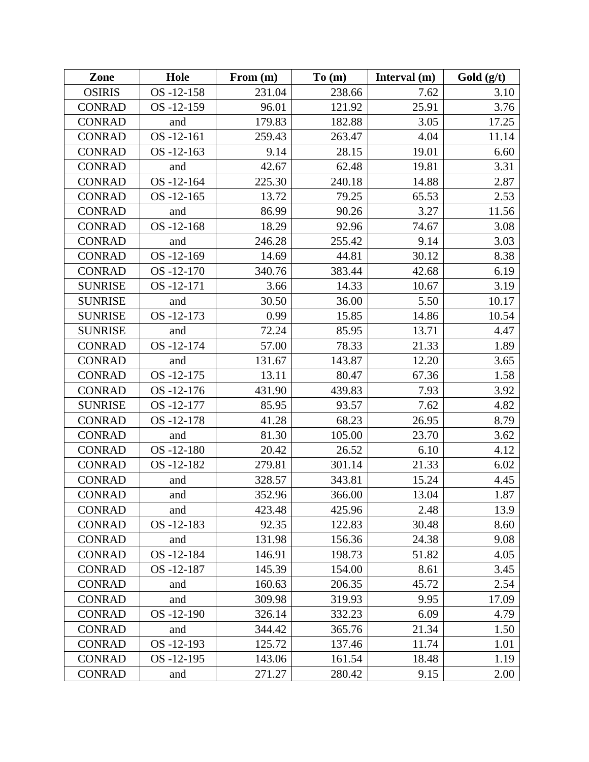| Zone | Hole | From (m) | To (m) | Interval (m) | Gold (g/t) |
| --- | --- | --- | --- | --- | --- |
| OSIRIS | OS -12-158 | 231.04 | 238.66 | 7.62 | 3.10 |
| CONRAD | OS -12-159 | 96.01 | 121.92 | 25.91 | 3.76 |
| CONRAD | and | 179.83 | 182.88 | 3.05 | 17.25 |
| CONRAD | OS -12-161 | 259.43 | 263.47 | 4.04 | 11.14 |
| CONRAD | OS -12-163 | 9.14 | 28.15 | 19.01 | 6.60 |
| CONRAD | and | 42.67 | 62.48 | 19.81 | 3.31 |
| CONRAD | OS -12-164 | 225.30 | 240.18 | 14.88 | 2.87 |
| CONRAD | OS -12-165 | 13.72 | 79.25 | 65.53 | 2.53 |
| CONRAD | and | 86.99 | 90.26 | 3.27 | 11.56 |
| CONRAD | OS -12-168 | 18.29 | 92.96 | 74.67 | 3.08 |
| CONRAD | and | 246.28 | 255.42 | 9.14 | 3.03 |
| CONRAD | OS -12-169 | 14.69 | 44.81 | 30.12 | 8.38 |
| CONRAD | OS -12-170 | 340.76 | 383.44 | 42.68 | 6.19 |
| SUNRISE | OS -12-171 | 3.66 | 14.33 | 10.67 | 3.19 |
| SUNRISE | and | 30.50 | 36.00 | 5.50 | 10.17 |
| SUNRISE | OS -12-173 | 0.99 | 15.85 | 14.86 | 10.54 |
| SUNRISE | and | 72.24 | 85.95 | 13.71 | 4.47 |
| CONRAD | OS -12-174 | 57.00 | 78.33 | 21.33 | 1.89 |
| CONRAD | and | 131.67 | 143.87 | 12.20 | 3.65 |
| CONRAD | OS -12-175 | 13.11 | 80.47 | 67.36 | 1.58 |
| CONRAD | OS -12-176 | 431.90 | 439.83 | 7.93 | 3.92 |
| SUNRISE | OS -12-177 | 85.95 | 93.57 | 7.62 | 4.82 |
| CONRAD | OS -12-178 | 41.28 | 68.23 | 26.95 | 8.79 |
| CONRAD | and | 81.30 | 105.00 | 23.70 | 3.62 |
| CONRAD | OS -12-180 | 20.42 | 26.52 | 6.10 | 4.12 |
| CONRAD | OS -12-182 | 279.81 | 301.14 | 21.33 | 6.02 |
| CONRAD | and | 328.57 | 343.81 | 15.24 | 4.45 |
| CONRAD | and | 352.96 | 366.00 | 13.04 | 1.87 |
| CONRAD | and | 423.48 | 425.96 | 2.48 | 13.9 |
| CONRAD | OS -12-183 | 92.35 | 122.83 | 30.48 | 8.60 |
| CONRAD | and | 131.98 | 156.36 | 24.38 | 9.08 |
| CONRAD | OS -12-184 | 146.91 | 198.73 | 51.82 | 4.05 |
| CONRAD | OS -12-187 | 145.39 | 154.00 | 8.61 | 3.45 |
| CONRAD | and | 160.63 | 206.35 | 45.72 | 2.54 |
| CONRAD | and | 309.98 | 319.93 | 9.95 | 17.09 |
| CONRAD | OS -12-190 | 326.14 | 332.23 | 6.09 | 4.79 |
| CONRAD | and | 344.42 | 365.76 | 21.34 | 1.50 |
| CONRAD | OS -12-193 | 125.72 | 137.46 | 11.74 | 1.01 |
| CONRAD | OS -12-195 | 143.06 | 161.54 | 18.48 | 1.19 |
| CONRAD | and | 271.27 | 280.42 | 9.15 | 2.00 |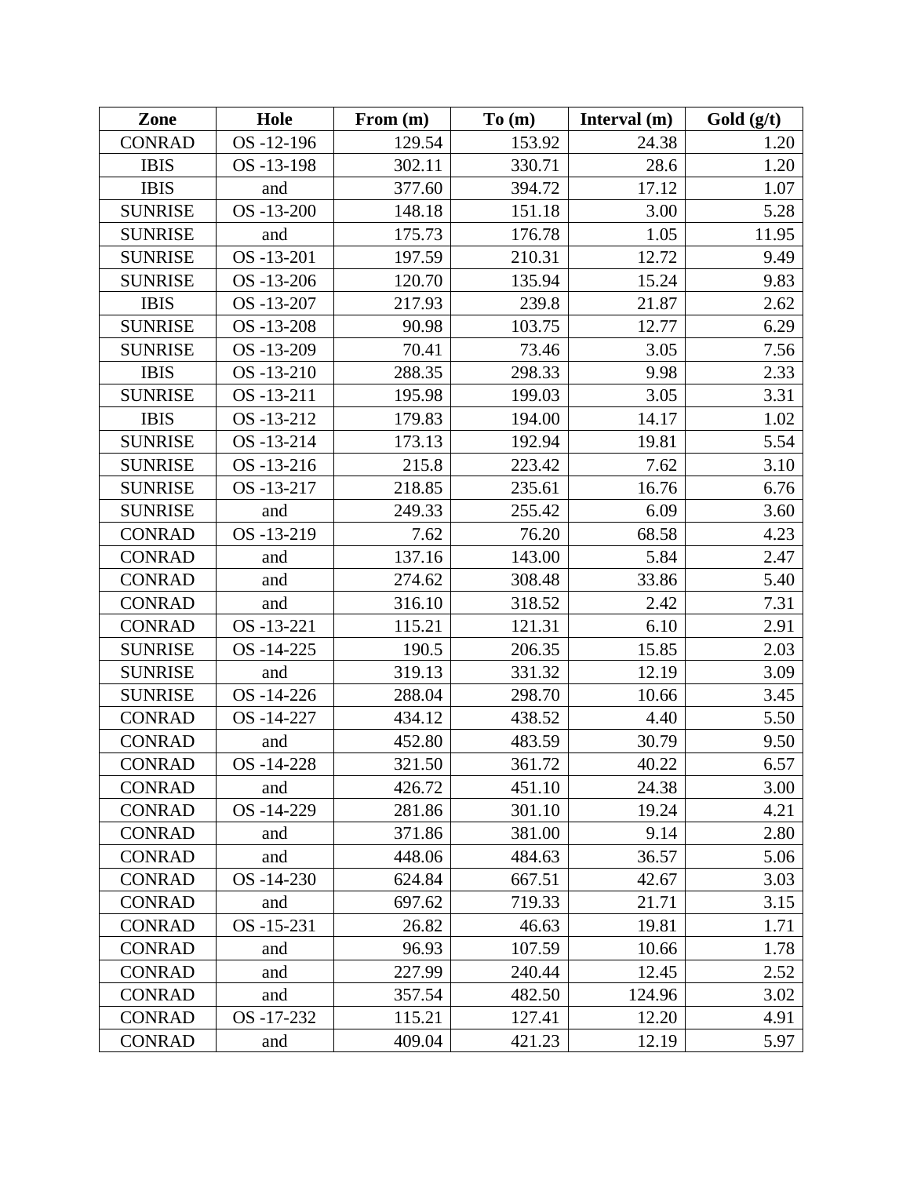| Zone | Hole | From (m) | To (m) | Interval (m) | Gold (g/t) |
| --- | --- | --- | --- | --- | --- |
| CONRAD | OS -12-196 | 129.54 | 153.92 | 24.38 | 1.20 |
| IBIS | OS -13-198 | 302.11 | 330.71 | 28.6 | 1.20 |
| IBIS | and | 377.60 | 394.72 | 17.12 | 1.07 |
| SUNRISE | OS -13-200 | 148.18 | 151.18 | 3.00 | 5.28 |
| SUNRISE | and | 175.73 | 176.78 | 1.05 | 11.95 |
| SUNRISE | OS -13-201 | 197.59 | 210.31 | 12.72 | 9.49 |
| SUNRISE | OS -13-206 | 120.70 | 135.94 | 15.24 | 9.83 |
| IBIS | OS -13-207 | 217.93 | 239.8 | 21.87 | 2.62 |
| SUNRISE | OS -13-208 | 90.98 | 103.75 | 12.77 | 6.29 |
| SUNRISE | OS -13-209 | 70.41 | 73.46 | 3.05 | 7.56 |
| IBIS | OS -13-210 | 288.35 | 298.33 | 9.98 | 2.33 |
| SUNRISE | OS -13-211 | 195.98 | 199.03 | 3.05 | 3.31 |
| IBIS | OS -13-212 | 179.83 | 194.00 | 14.17 | 1.02 |
| SUNRISE | OS -13-214 | 173.13 | 192.94 | 19.81 | 5.54 |
| SUNRISE | OS -13-216 | 215.8 | 223.42 | 7.62 | 3.10 |
| SUNRISE | OS -13-217 | 218.85 | 235.61 | 16.76 | 6.76 |
| SUNRISE | and | 249.33 | 255.42 | 6.09 | 3.60 |
| CONRAD | OS -13-219 | 7.62 | 76.20 | 68.58 | 4.23 |
| CONRAD | and | 137.16 | 143.00 | 5.84 | 2.47 |
| CONRAD | and | 274.62 | 308.48 | 33.86 | 5.40 |
| CONRAD | and | 316.10 | 318.52 | 2.42 | 7.31 |
| CONRAD | OS -13-221 | 115.21 | 121.31 | 6.10 | 2.91 |
| SUNRISE | OS -14-225 | 190.5 | 206.35 | 15.85 | 2.03 |
| SUNRISE | and | 319.13 | 331.32 | 12.19 | 3.09 |
| SUNRISE | OS -14-226 | 288.04 | 298.70 | 10.66 | 3.45 |
| CONRAD | OS -14-227 | 434.12 | 438.52 | 4.40 | 5.50 |
| CONRAD | and | 452.80 | 483.59 | 30.79 | 9.50 |
| CONRAD | OS -14-228 | 321.50 | 361.72 | 40.22 | 6.57 |
| CONRAD | and | 426.72 | 451.10 | 24.38 | 3.00 |
| CONRAD | OS -14-229 | 281.86 | 301.10 | 19.24 | 4.21 |
| CONRAD | and | 371.86 | 381.00 | 9.14 | 2.80 |
| CONRAD | and | 448.06 | 484.63 | 36.57 | 5.06 |
| CONRAD | OS -14-230 | 624.84 | 667.51 | 42.67 | 3.03 |
| CONRAD | and | 697.62 | 719.33 | 21.71 | 3.15 |
| CONRAD | OS -15-231 | 26.82 | 46.63 | 19.81 | 1.71 |
| CONRAD | and | 96.93 | 107.59 | 10.66 | 1.78 |
| CONRAD | and | 227.99 | 240.44 | 12.45 | 2.52 |
| CONRAD | and | 357.54 | 482.50 | 124.96 | 3.02 |
| CONRAD | OS -17-232 | 115.21 | 127.41 | 12.20 | 4.91 |
| CONRAD | and | 409.04 | 421.23 | 12.19 | 5.97 |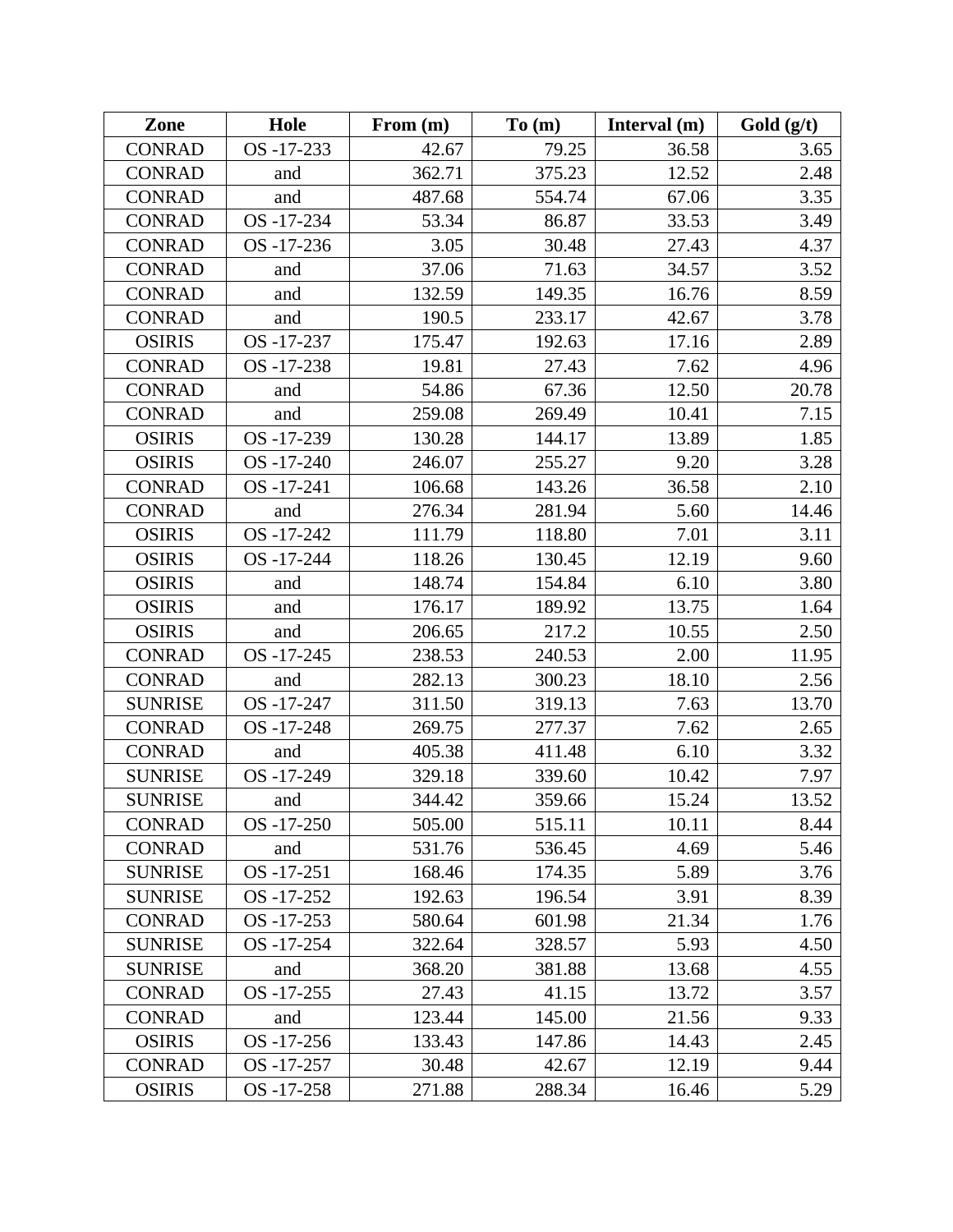| Zone | Hole | From (m) | To (m) | Interval (m) | Gold (g/t) |
|---|---|---|---|---|---|
| CONRAD | OS -17-233 | 42.67 | 79.25 | 36.58 | 3.65 |
| CONRAD | and | 362.71 | 375.23 | 12.52 | 2.48 |
| CONRAD | and | 487.68 | 554.74 | 67.06 | 3.35 |
| CONRAD | OS -17-234 | 53.34 | 86.87 | 33.53 | 3.49 |
| CONRAD | OS -17-236 | 3.05 | 30.48 | 27.43 | 4.37 |
| CONRAD | and | 37.06 | 71.63 | 34.57 | 3.52 |
| CONRAD | and | 132.59 | 149.35 | 16.76 | 8.59 |
| CONRAD | and | 190.5 | 233.17 | 42.67 | 3.78 |
| OSIRIS | OS -17-237 | 175.47 | 192.63 | 17.16 | 2.89 |
| CONRAD | OS -17-238 | 19.81 | 27.43 | 7.62 | 4.96 |
| CONRAD | and | 54.86 | 67.36 | 12.50 | 20.78 |
| CONRAD | and | 259.08 | 269.49 | 10.41 | 7.15 |
| OSIRIS | OS -17-239 | 130.28 | 144.17 | 13.89 | 1.85 |
| OSIRIS | OS -17-240 | 246.07 | 255.27 | 9.20 | 3.28 |
| CONRAD | OS -17-241 | 106.68 | 143.26 | 36.58 | 2.10 |
| CONRAD | and | 276.34 | 281.94 | 5.60 | 14.46 |
| OSIRIS | OS -17-242 | 111.79 | 118.80 | 7.01 | 3.11 |
| OSIRIS | OS -17-244 | 118.26 | 130.45 | 12.19 | 9.60 |
| OSIRIS | and | 148.74 | 154.84 | 6.10 | 3.80 |
| OSIRIS | and | 176.17 | 189.92 | 13.75 | 1.64 |
| OSIRIS | and | 206.65 | 217.2 | 10.55 | 2.50 |
| CONRAD | OS -17-245 | 238.53 | 240.53 | 2.00 | 11.95 |
| CONRAD | and | 282.13 | 300.23 | 18.10 | 2.56 |
| SUNRISE | OS -17-247 | 311.50 | 319.13 | 7.63 | 13.70 |
| CONRAD | OS -17-248 | 269.75 | 277.37 | 7.62 | 2.65 |
| CONRAD | and | 405.38 | 411.48 | 6.10 | 3.32 |
| SUNRISE | OS -17-249 | 329.18 | 339.60 | 10.42 | 7.97 |
| SUNRISE | and | 344.42 | 359.66 | 15.24 | 13.52 |
| CONRAD | OS -17-250 | 505.00 | 515.11 | 10.11 | 8.44 |
| CONRAD | and | 531.76 | 536.45 | 4.69 | 5.46 |
| SUNRISE | OS -17-251 | 168.46 | 174.35 | 5.89 | 3.76 |
| SUNRISE | OS -17-252 | 192.63 | 196.54 | 3.91 | 8.39 |
| CONRAD | OS -17-253 | 580.64 | 601.98 | 21.34 | 1.76 |
| SUNRISE | OS -17-254 | 322.64 | 328.57 | 5.93 | 4.50 |
| SUNRISE | and | 368.20 | 381.88 | 13.68 | 4.55 |
| CONRAD | OS -17-255 | 27.43 | 41.15 | 13.72 | 3.57 |
| CONRAD | and | 123.44 | 145.00 | 21.56 | 9.33 |
| OSIRIS | OS -17-256 | 133.43 | 147.86 | 14.43 | 2.45 |
| CONRAD | OS -17-257 | 30.48 | 42.67 | 12.19 | 9.44 |
| OSIRIS | OS -17-258 | 271.88 | 288.34 | 16.46 | 5.29 |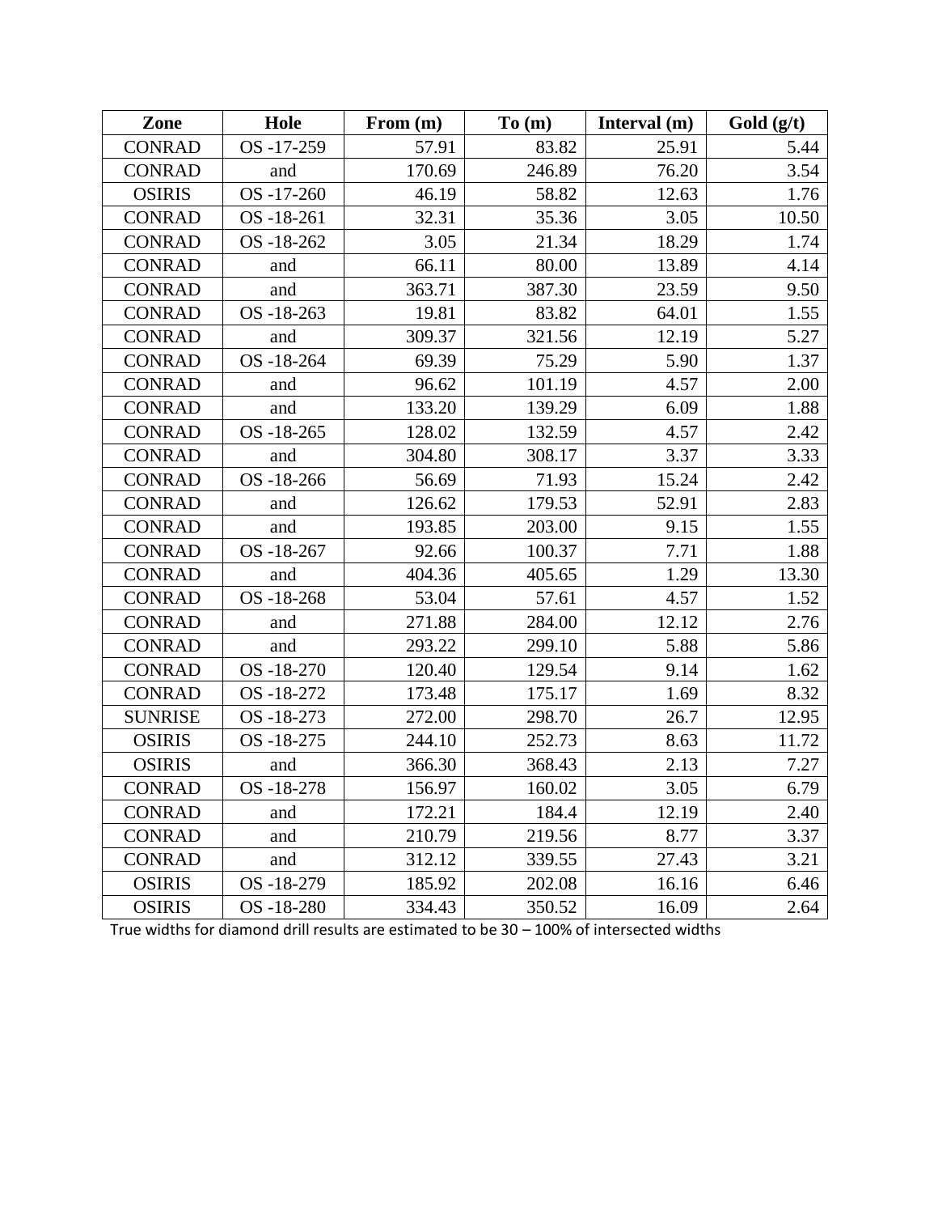| Zone | Hole | From (m) | To (m) | Interval (m) | Gold (g/t) |
|---|---|---|---|---|---|
| CONRAD | OS -17-259 | 57.91 | 83.82 | 25.91 | 5.44 |
| CONRAD | and | 170.69 | 246.89 | 76.20 | 3.54 |
| OSIRIS | OS -17-260 | 46.19 | 58.82 | 12.63 | 1.76 |
| CONRAD | OS -18-261 | 32.31 | 35.36 | 3.05 | 10.50 |
| CONRAD | OS -18-262 | 3.05 | 21.34 | 18.29 | 1.74 |
| CONRAD | and | 66.11 | 80.00 | 13.89 | 4.14 |
| CONRAD | and | 363.71 | 387.30 | 23.59 | 9.50 |
| CONRAD | OS -18-263 | 19.81 | 83.82 | 64.01 | 1.55 |
| CONRAD | and | 309.37 | 321.56 | 12.19 | 5.27 |
| CONRAD | OS -18-264 | 69.39 | 75.29 | 5.90 | 1.37 |
| CONRAD | and | 96.62 | 101.19 | 4.57 | 2.00 |
| CONRAD | and | 133.20 | 139.29 | 6.09 | 1.88 |
| CONRAD | OS -18-265 | 128.02 | 132.59 | 4.57 | 2.42 |
| CONRAD | and | 304.80 | 308.17 | 3.37 | 3.33 |
| CONRAD | OS -18-266 | 56.69 | 71.93 | 15.24 | 2.42 |
| CONRAD | and | 126.62 | 179.53 | 52.91 | 2.83 |
| CONRAD | and | 193.85 | 203.00 | 9.15 | 1.55 |
| CONRAD | OS -18-267 | 92.66 | 100.37 | 7.71 | 1.88 |
| CONRAD | and | 404.36 | 405.65 | 1.29 | 13.30 |
| CONRAD | OS -18-268 | 53.04 | 57.61 | 4.57 | 1.52 |
| CONRAD | and | 271.88 | 284.00 | 12.12 | 2.76 |
| CONRAD | and | 293.22 | 299.10 | 5.88 | 5.86 |
| CONRAD | OS -18-270 | 120.40 | 129.54 | 9.14 | 1.62 |
| CONRAD | OS -18-272 | 173.48 | 175.17 | 1.69 | 8.32 |
| SUNRISE | OS -18-273 | 272.00 | 298.70 | 26.7 | 12.95 |
| OSIRIS | OS -18-275 | 244.10 | 252.73 | 8.63 | 11.72 |
| OSIRIS | and | 366.30 | 368.43 | 2.13 | 7.27 |
| CONRAD | OS -18-278 | 156.97 | 160.02 | 3.05 | 6.79 |
| CONRAD | and | 172.21 | 184.4 | 12.19 | 2.40 |
| CONRAD | and | 210.79 | 219.56 | 8.77 | 3.37 |
| CONRAD | and | 312.12 | 339.55 | 27.43 | 3.21 |
| OSIRIS | OS -18-279 | 185.92 | 202.08 | 16.16 | 6.46 |
| OSIRIS | OS -18-280 | 334.43 | 350.52 | 16.09 | 2.64 |

True widths for diamond drill results are estimated to be 30 – 100% of intersected widths